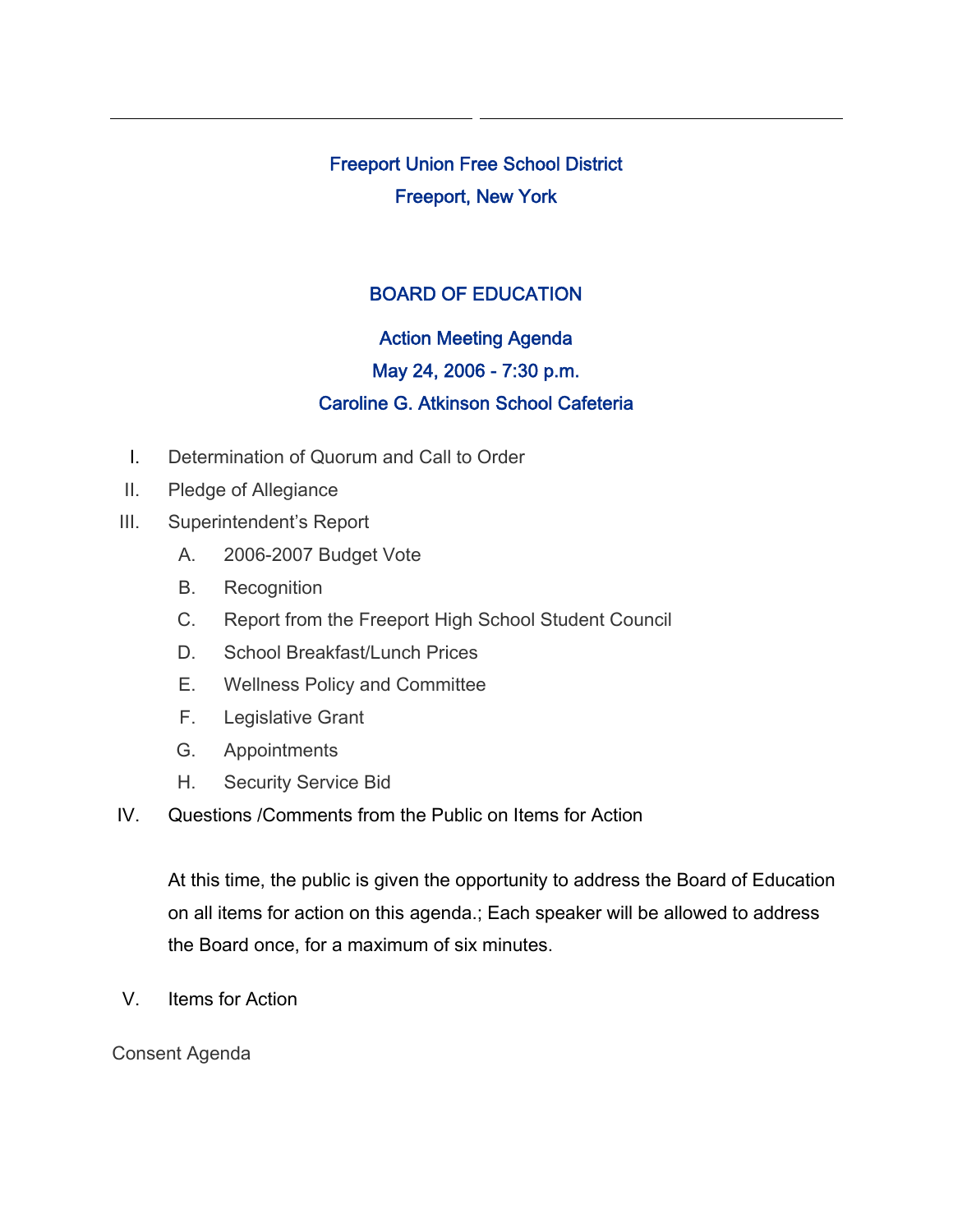## Freeport Union Free School District

## Freeport, New York

## BOARD OF EDUCATION

### Action Meeting Agenda

### May 24, 2006 - 7:30 p.m.

### Caroline G. Atkinson School Cafeteria

I. Determination of Quorum and Call to Order

II. Pledge of Allegiance

III. Superintendent's Report

   A. 2006-2007 Budget Vote

   B. Recognition

   C. Report from the Freeport High School Student Council

   D. School Breakfast/Lunch Prices

   E. Wellness Policy and Committee

   F. Legislative Grant

   G. Appointments

   H. Security Service Bid

IV. Questions /Comments from the Public on Items for Action

   At this time, the public is given the opportunity to address the Board of Education on all items for action on this agenda.; Each speaker will be allowed to address the Board once, for a maximum of six minutes.

V. Items for Action

Consent Agenda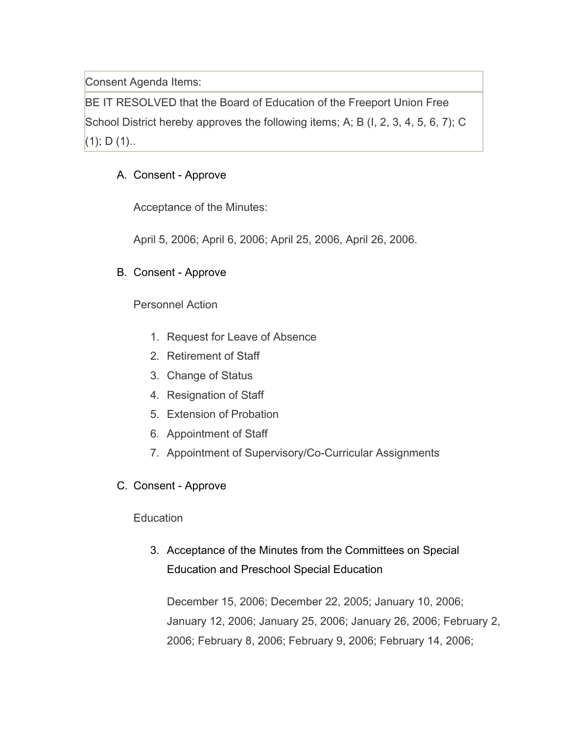| Consent Agenda Items: |
| --- |
| BE IT RESOLVED that the Board of Education of the Freeport Union Free School District hereby approves the following items; A; B (I, 2, 3, 4, 5, 6, 7); C (1); D (1).. |

A. Consent - Approve

   Acceptance of the Minutes:

   April 5, 2006; April 6, 2006; April 25, 2006, April 26, 2006.

B. Consent - Approve

   Personnel Action

   1. Request for Leave of Absence
   2. Retirement of Staff
   3. Change of Status
   4. Resignation of Staff
   5. Extension of Probation
   6. Appointment of Staff
   7. Appointment of Supervisory/Co-Curricular Assignments

C. Consent - Approve

   Education

   3. Acceptance of the Minutes from the Committees on Special Education and Preschool Special Education

      December 15, 2006; December 22, 2005; January 10, 2006; January 12, 2006; January 25, 2006; January 26, 2006; February 2, 2006; February 8, 2006; February 9, 2006; February 14, 2006;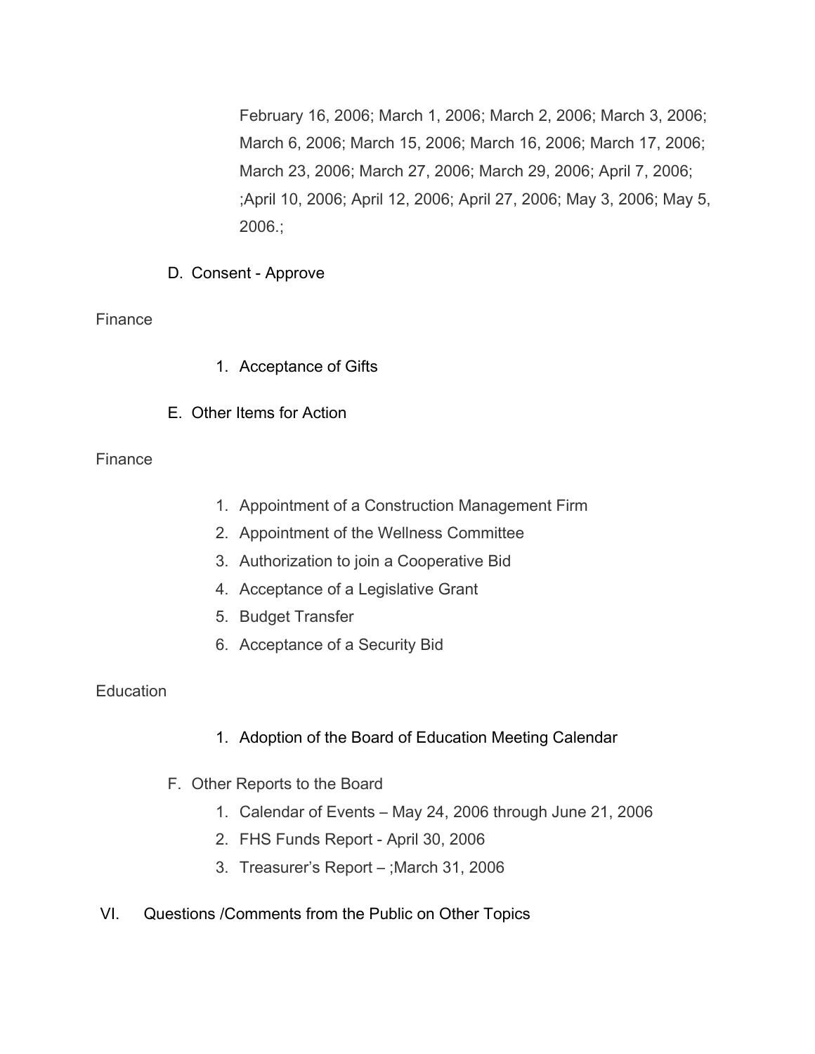February 16, 2006; March 1, 2006; March 2, 2006; March 3, 2006; March 6, 2006; March 15, 2006; March 16, 2006; March 17, 2006; March 23, 2006; March 27, 2006; March 29, 2006; April 7, 2006; ;April 10, 2006; April 12, 2006; April 27, 2006; May 3, 2006; May 5, 2006.;

D. Consent - Approve

Finance

1. Acceptance of Gifts

E. Other Items for Action

Finance

1. Appointment of a Construction Management Firm
2. Appointment of the Wellness Committee
3. Authorization to join a Cooperative Bid
4. Acceptance of a Legislative Grant
5. Budget Transfer
6. Acceptance of a Security Bid

Education

1. Adoption of the Board of Education Meeting Calendar

F. Other Reports to the Board
   1. Calendar of Events – May 24, 2006 through June 21, 2006
   2. FHS Funds Report - April 30, 2006
   3. Treasurer's Report – ;March 31, 2006

VI. Questions /Comments from the Public on Other Topics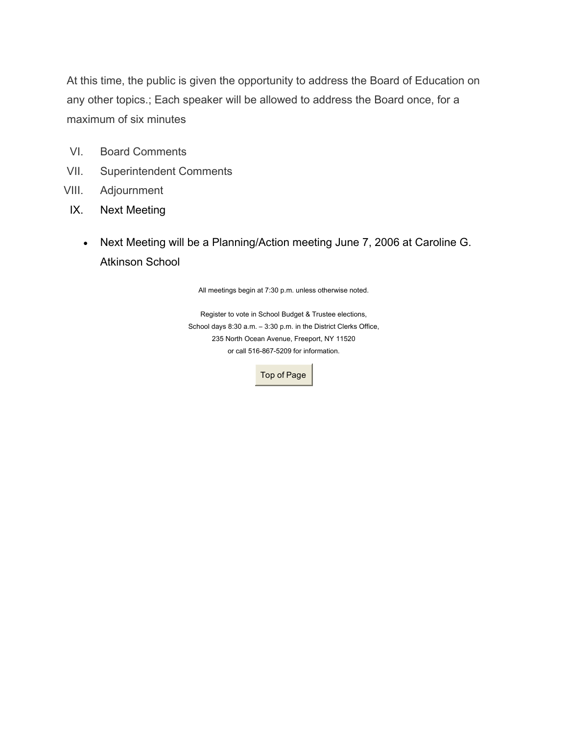At this time, the public is given the opportunity to address the Board of Education on any other topics.; Each speaker will be allowed to address the Board once, for a maximum of six minutes

VI. Board Comments
VII. Superintendent Comments
VIII. Adjournment
IX. Next Meeting

- Next Meeting will be a Planning/Action meeting June 7, 2006 at Caroline G. Atkinson School

All meetings begin at 7:30 p.m. unless otherwise noted.

Register to vote in School Budget & Trustee elections,
School days 8:30 a.m. – 3:30 p.m. in the District Clerks Office,
235 North Ocean Avenue, Freeport, NY 11520
or call 516-867-5209 for information.

Top of Page